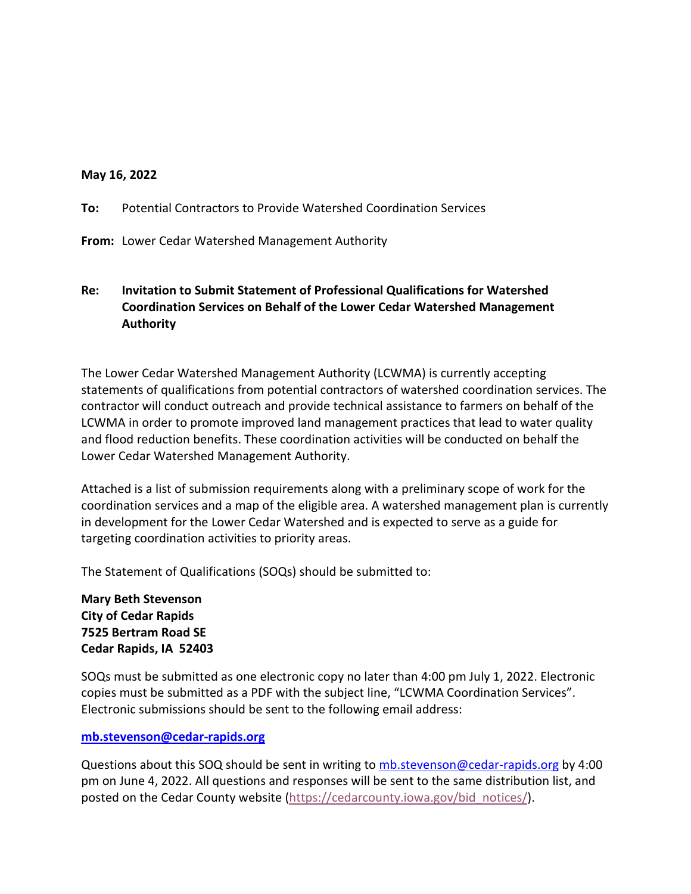**May 16, 2022**

**To:** Potential Contractors to Provide Watershed Coordination Services

**From:** Lower Cedar Watershed Management Authority

**Re: Invitation to Submit Statement of Professional Qualifications for Watershed Coordination Services on Behalf of the Lower Cedar Watershed Management Authority**

The Lower Cedar Watershed Management Authority (LCWMA) is currently accepting statements of qualifications from potential contractors of watershed coordination services. The contractor will conduct outreach and provide technical assistance to farmers on behalf of the LCWMA in order to promote improved land management practices that lead to water quality and flood reduction benefits. These coordination activities will be conducted on behalf the Lower Cedar Watershed Management Authority.

Attached is a list of submission requirements along with a preliminary scope of work for the coordination services and a map of the eligible area. A watershed management plan is currently in development for the Lower Cedar Watershed and is expected to serve as a guide for targeting coordination activities to priority areas.

The Statement of Qualifications (SOQs) should be submitted to:

**Mary Beth Stevenson**
**City of Cedar Rapids**
**7525 Bertram Road SE**
**Cedar Rapids, IA 52403**

SOQs must be submitted as one electronic copy no later than 4:00 pm July 1, 2022. Electronic copies must be submitted as a PDF with the subject line, "LCWMA Coordination Services". Electronic submissions should be sent to the following email address:

**mb.stevenson@cedar-rapids.org**

Questions about this SOQ should be sent in writing to mb.stevenson@cedar-rapids.org by 4:00 pm on June 4, 2022. All questions and responses will be sent to the same distribution list, and posted on the Cedar County website (https://cedarcounty.iowa.gov/bid_notices/).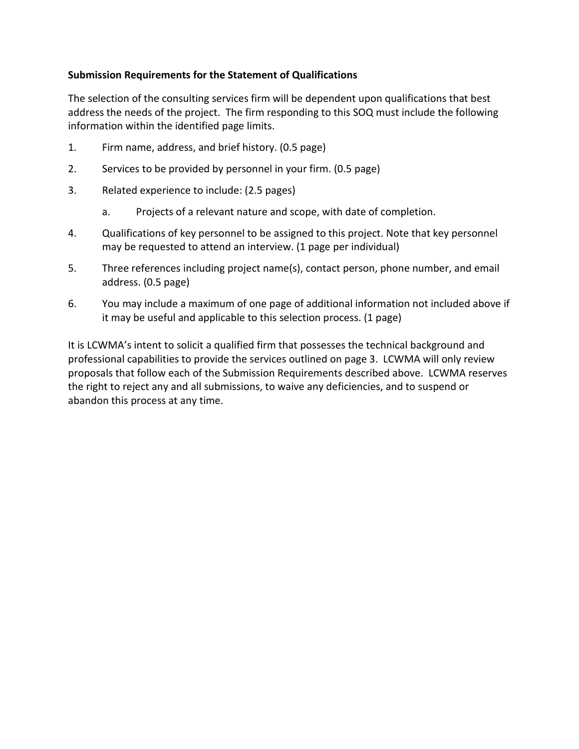**Submission Requirements for the Statement of Qualifications**

The selection of the consulting services firm will be dependent upon qualifications that best address the needs of the project. The firm responding to this SOQ must include the following information within the identified page limits.

1. Firm name, address, and brief history. (0.5 page)
2. Services to be provided by personnel in your firm. (0.5 page)
3. Related experience to include: (2.5 pages)
   a. Projects of a relevant nature and scope, with date of completion.
4. Qualifications of key personnel to be assigned to this project. Note that key personnel may be requested to attend an interview. (1 page per individual)
5. Three references including project name(s), contact person, phone number, and email address. (0.5 page)
6. You may include a maximum of one page of additional information not included above if it may be useful and applicable to this selection process. (1 page)

It is LCWMA's intent to solicit a qualified firm that possesses the technical background and professional capabilities to provide the services outlined on page 3. LCWMA will only review proposals that follow each of the Submission Requirements described above. LCWMA reserves the right to reject any and all submissions, to waive any deficiencies, and to suspend or abandon this process at any time.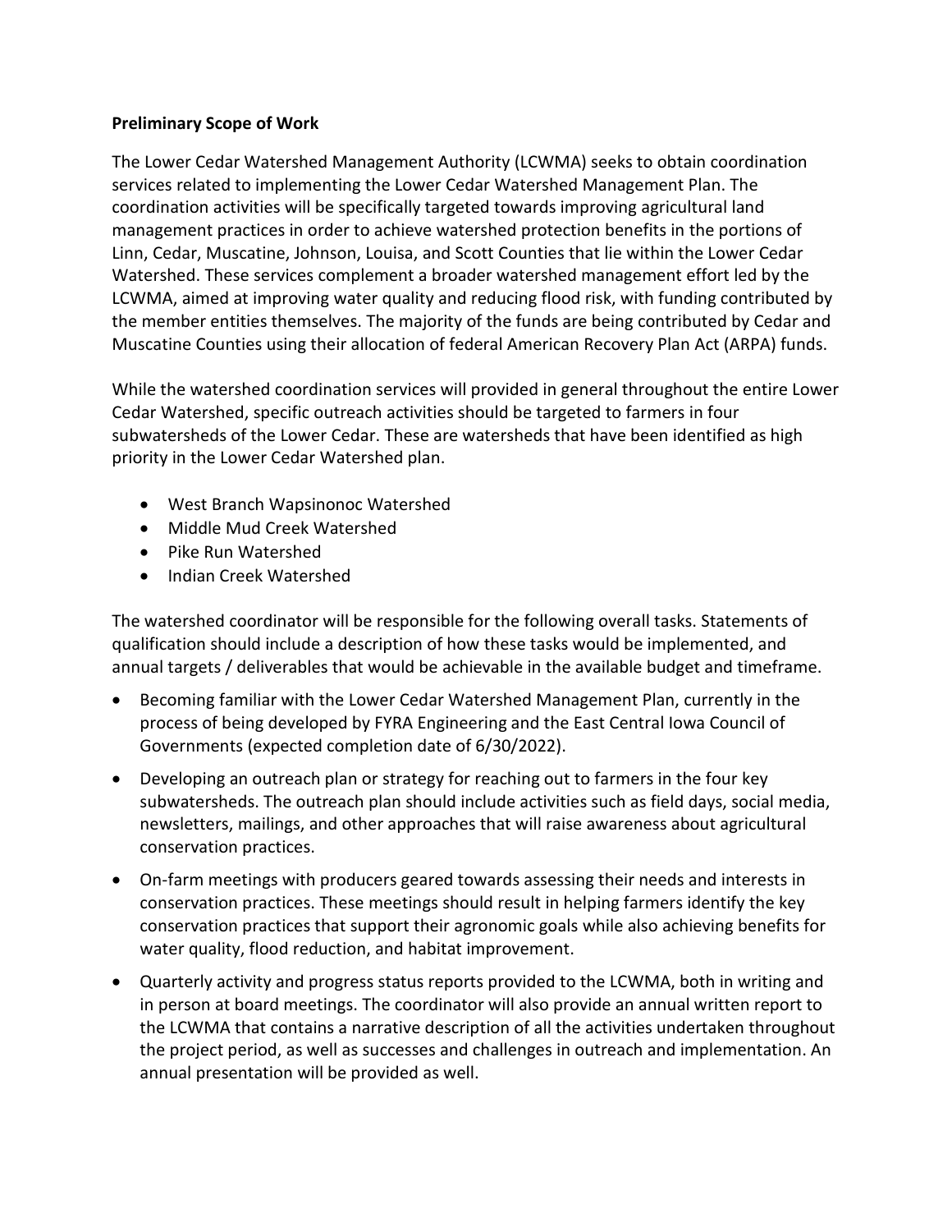**Preliminary Scope of Work**

The Lower Cedar Watershed Management Authority (LCWMA) seeks to obtain coordination services related to implementing the Lower Cedar Watershed Management Plan. The coordination activities will be specifically targeted towards improving agricultural land management practices in order to achieve watershed protection benefits in the portions of Linn, Cedar, Muscatine, Johnson, Louisa, and Scott Counties that lie within the Lower Cedar Watershed. These services complement a broader watershed management effort led by the LCWMA, aimed at improving water quality and reducing flood risk, with funding contributed by the member entities themselves. The majority of the funds are being contributed by Cedar and Muscatine Counties using their allocation of federal American Recovery Plan Act (ARPA) funds.

While the watershed coordination services will provided in general throughout the entire Lower Cedar Watershed, specific outreach activities should be targeted to farmers in four subwatersheds of the Lower Cedar. These are watersheds that have been identified as high priority in the Lower Cedar Watershed plan.

- West Branch Wapsinonoc Watershed
- Middle Mud Creek Watershed
- Pike Run Watershed
- Indian Creek Watershed

The watershed coordinator will be responsible for the following overall tasks. Statements of qualification should include a description of how these tasks would be implemented, and annual targets / deliverables that would be achievable in the available budget and timeframe.

- Becoming familiar with the Lower Cedar Watershed Management Plan, currently in the process of being developed by FYRA Engineering and the East Central Iowa Council of Governments (expected completion date of 6/30/2022).
- Developing an outreach plan or strategy for reaching out to farmers in the four key subwatersheds. The outreach plan should include activities such as field days, social media, newsletters, mailings, and other approaches that will raise awareness about agricultural conservation practices.
- On-farm meetings with producers geared towards assessing their needs and interests in conservation practices. These meetings should result in helping farmers identify the key conservation practices that support their agronomic goals while also achieving benefits for water quality, flood reduction, and habitat improvement.
- Quarterly activity and progress status reports provided to the LCWMA, both in writing and in person at board meetings. The coordinator will also provide an annual written report to the LCWMA that contains a narrative description of all the activities undertaken throughout the project period, as well as successes and challenges in outreach and implementation. An annual presentation will be provided as well.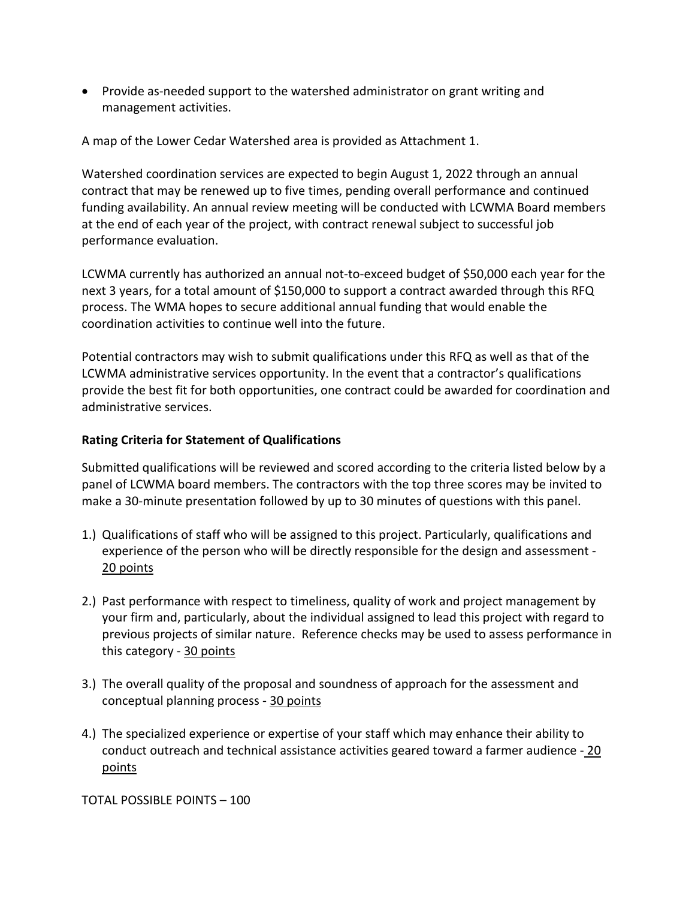- Provide as-needed support to the watershed administrator on grant writing and management activities.

A map of the Lower Cedar Watershed area is provided as Attachment 1.

Watershed coordination services are expected to begin August 1, 2022 through an annual contract that may be renewed up to five times, pending overall performance and continued funding availability. An annual review meeting will be conducted with LCWMA Board members at the end of each year of the project, with contract renewal subject to successful job performance evaluation.

LCWMA currently has authorized an annual not-to-exceed budget of $50,000 each year for the next 3 years, for a total amount of $150,000 to support a contract awarded through this RFQ process. The WMA hopes to secure additional annual funding that would enable the coordination activities to continue well into the future.

Potential contractors may wish to submit qualifications under this RFQ as well as that of the LCWMA administrative services opportunity. In the event that a contractor's qualifications provide the best fit for both opportunities, one contract could be awarded for coordination and administrative services.

**Rating Criteria for Statement of Qualifications**

Submitted qualifications will be reviewed and scored according to the criteria listed below by a panel of LCWMA board members. The contractors with the top three scores may be invited to make a 30-minute presentation followed by up to 30 minutes of questions with this panel.

1.) Qualifications of staff who will be assigned to this project. Particularly, qualifications and experience of the person who will be directly responsible for the design and assessment - 20 points

2.) Past performance with respect to timeliness, quality of work and project management by your firm and, particularly, about the individual assigned to lead this project with regard to previous projects of similar nature. Reference checks may be used to assess performance in this category - 30 points

3.) The overall quality of the proposal and soundness of approach for the assessment and conceptual planning process - 30 points

4.) The specialized experience or expertise of your staff which may enhance their ability to conduct outreach and technical assistance activities geared toward a farmer audience - 20 points

TOTAL POSSIBLE POINTS – 100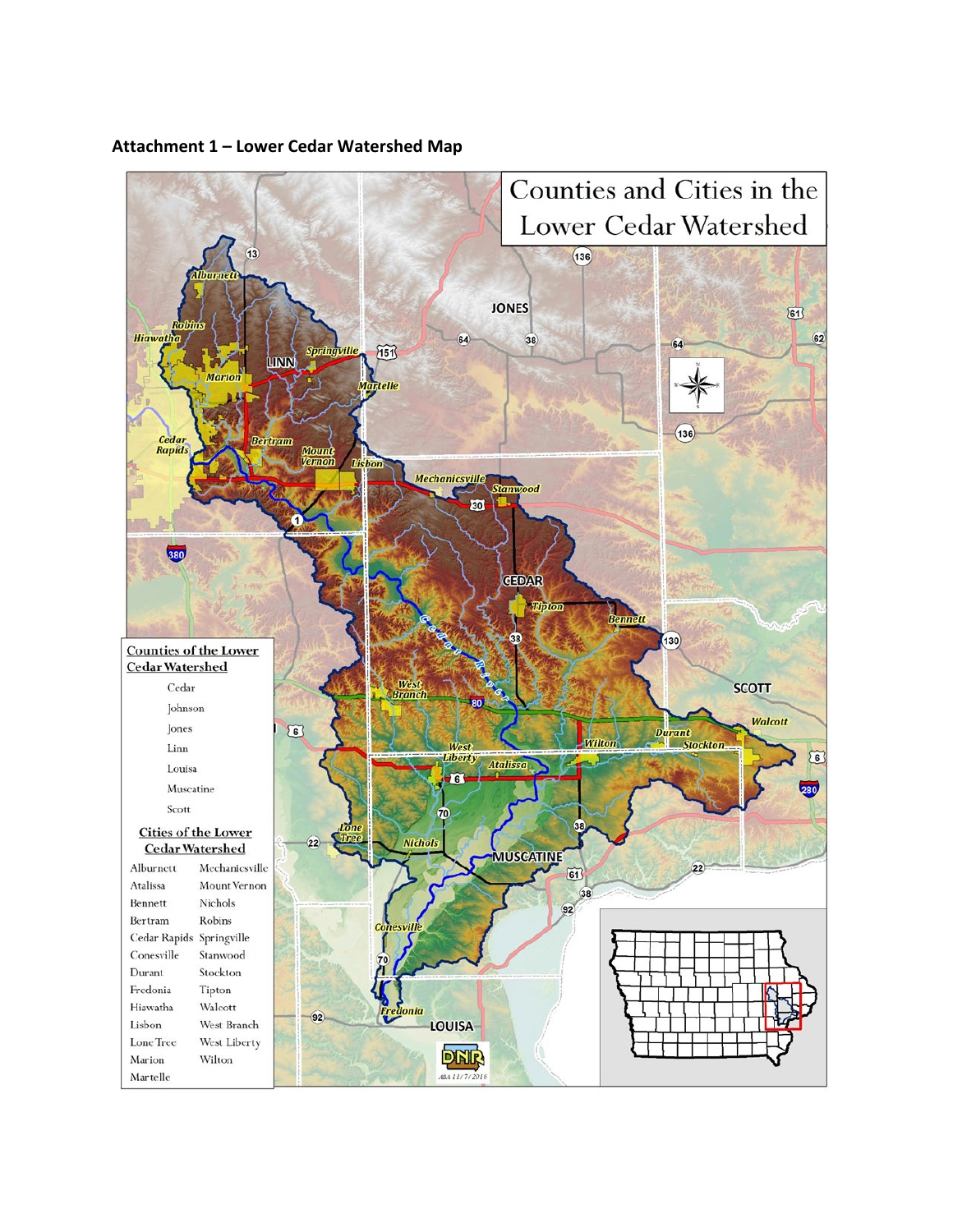**Attachment 1 – Lower Cedar Watershed Map**

Counties and Cities in the Lower Cedar Watershed

Counties of the Lower Cedar Watershed

Cedar
Johnson
Jones
Linn
Louisa
Muscatine
Scott

Cities of the Lower Cedar Watershed

Alburnett
Atalissa
Bennett
Bertram
Cedar Rapids
Conesville
Durant
Fredonia
Hiawatha
Lisbon
Lone Tree
Marion
Martelle
Mechanicsville
Mount Vernon
Nichols
Robins
Springville
Stanwood
Stockton
Tipton
Walcott
West Branch
West Liberty
Wilton

JONES
LINN
CEDAR
SCOTT
MUSCATINE
LOUISA

Cedar River

DNR
ABA 11/7/2016